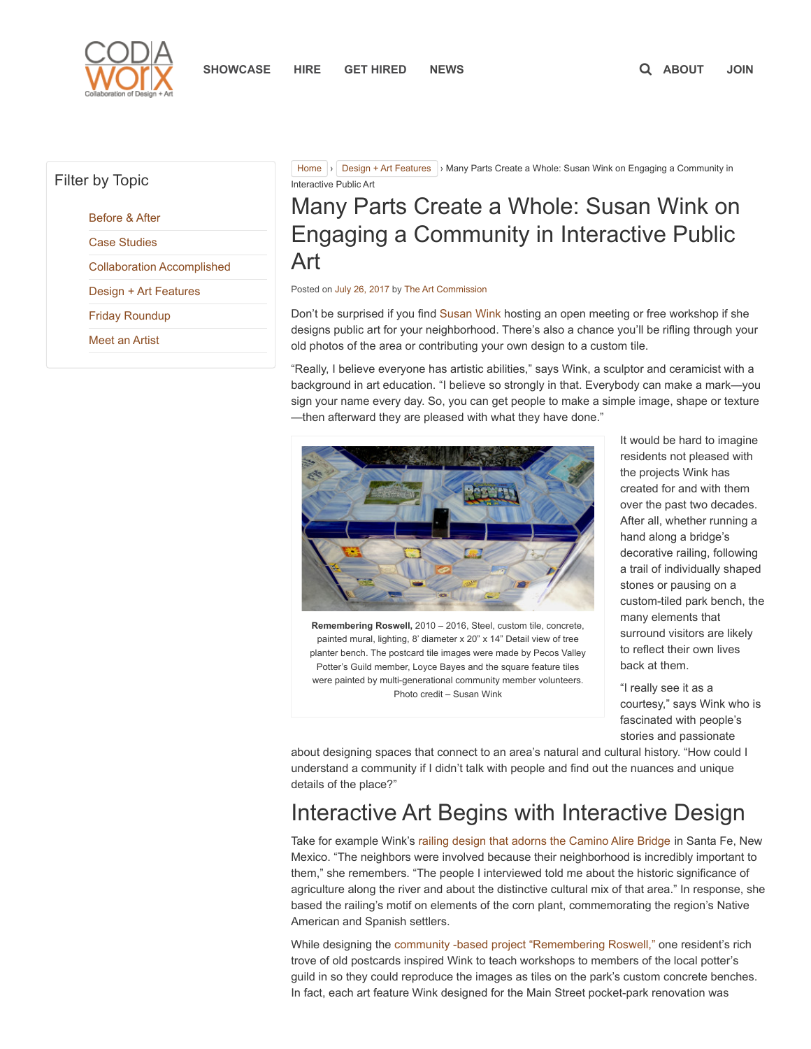Home › Design + Art Features › Many Parts Create a Whole: Susan Wink on Engaging a Community in Interactive Public Art

# Many Parts Create a Whole: Susan Wink on Engaging a Community in Interactive Public Art

Posted on July 26, 2017 by The Art Commission

Don't be surprised if you find Susan Wink hosting an open meeting or free workshop if she designs public art for your neighborhood. There's also a chance you'll be rifling through your old photos of the area or contributing your own design to a custom tile.

"Really, I believe everyone has artistic abilities," says Wink, a sculptor and ceramicist with a background in art education. "I believe so strongly in that. Everybody can make a mark—you sign your name every day. So, you can get people to make a simple image, shape or texture—then afterward they are pleased with what they have done."

**Remembering Roswell,** 2010 – 2016, Steel, custom tile, concrete, painted mural, lighting, 8' diameter x 20" x 14" Detail view of tree planter bench. The postcard tile images were made by Pecos Valley Potter's Guild member, Loyce Bayes and the square feature tiles were painted by multi-generational community member volunteers. Photo credit – Susan Wink

It would be hard to imagine residents not pleased with the projects Wink has created for and with them over the past two decades. After all, whether running a hand along a bridge's decorative railing, following a trail of individually shaped stones or pausing on a custom-tiled park bench, the many elements that surround visitors are likely to reflect their own lives back at them.

"I really see it as a courtesy," says Wink who is fascinated with people's stories and passionate about designing spaces that connect to an area's natural and cultural history. "How could I understand a community if I didn't talk with people and find out the nuances and unique details of the place?"

## Interactive Art Begins with Interactive Design

Take for example Wink's railing design that adorns the Camino Alire Bridge in Santa Fe, New Mexico. "The neighbors were involved because their neighborhood is incredibly important to them," she remembers. "The people I interviewed told me about the historic significance of agriculture along the river and about the distinctive cultural mix of that area." In response, she based the railing's motif on elements of the corn plant, commemorating the region's Native American and Spanish settlers.

While designing the community -based project "Remembering Roswell," one resident's rich trove of old postcards inspired Wink to teach workshops to members of the local potter's guild in so they could reproduce the images as tiles on the park's custom concrete benches. In fact, each art feature Wink designed for the Main Street pocket-park renovation was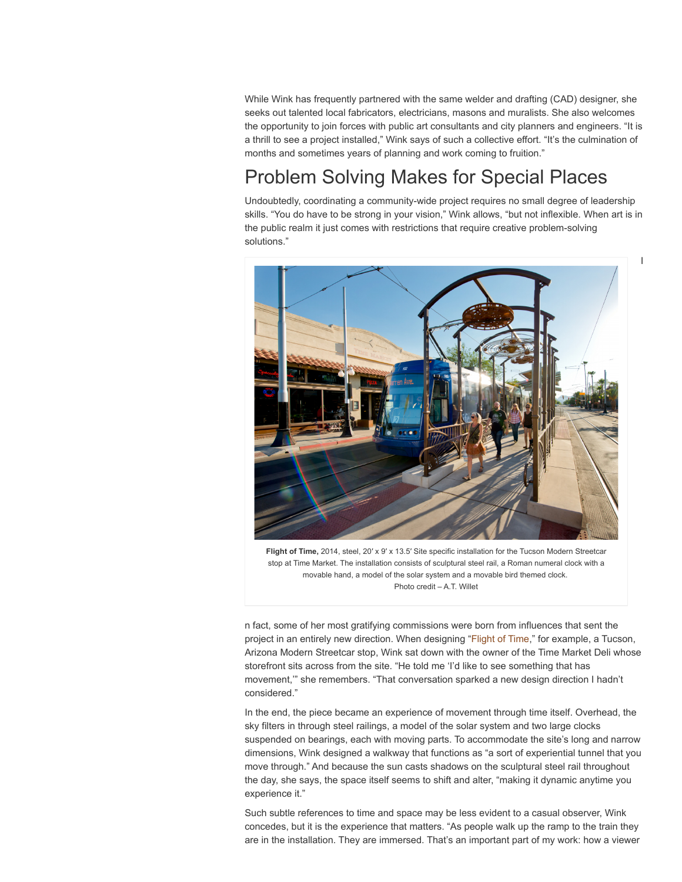While Wink has frequently partnered with the same welder and drafting (CAD) designer, she seeks out talented local fabricators, electricians, masons and muralists. She also welcomes the opportunity to join forces with public art consultants and city planners and engineers. “It is a thrill to see a project installed,” Wink says of such a collective effort. “It’s the culmination of months and sometimes years of planning and work coming to fruition.”

## Problem Solving Makes for Special Places

Undoubtedly, coordinating a community-wide project requires no small degree of leadership skills. “You do have to be strong in your vision,” Wink allows, “but not inflexible. When art is in the public realm it just comes with restrictions that require creative problem-solving solutions.”

**Flight of Time,** 2014, steel, 20′ x 9′ x 13.5′ Site specific installation for the Tucson Modern Streetcar stop at Time Market. The installation consists of sculptural steel rail, a Roman numeral clock with a movable hand, a model of the solar system and a movable bird themed clock.
Photo credit – A.T. Willet

In fact, some of her most gratifying commissions were born from influences that sent the project in an entirely new direction. When designing “Flight of Time,” for example, a Tucson, Arizona Modern Streetcar stop, Wink sat down with the owner of the Time Market Deli whose storefront sits across from the site. “He told me ‘I’d like to see something that has movement,’” she remembers. “That conversation sparked a new design direction I hadn’t considered.”

In the end, the piece became an experience of movement through time itself. Overhead, the sky filters in through steel railings, a model of the solar system and two large clocks suspended on bearings, each with moving parts. To accommodate the site’s long and narrow dimensions, Wink designed a walkway that functions as “a sort of experiential tunnel that you move through.” And because the sun casts shadows on the sculptural steel rail throughout the day, she says, the space itself seems to shift and alter, “making it dynamic anytime you experience it.”

Such subtle references to time and space may be less evident to a casual observer, Wink concedes, but it is the experience that matters. “As people walk up the ramp to the train they are in the installation. They are immersed. That’s an important part of my work: how a viewer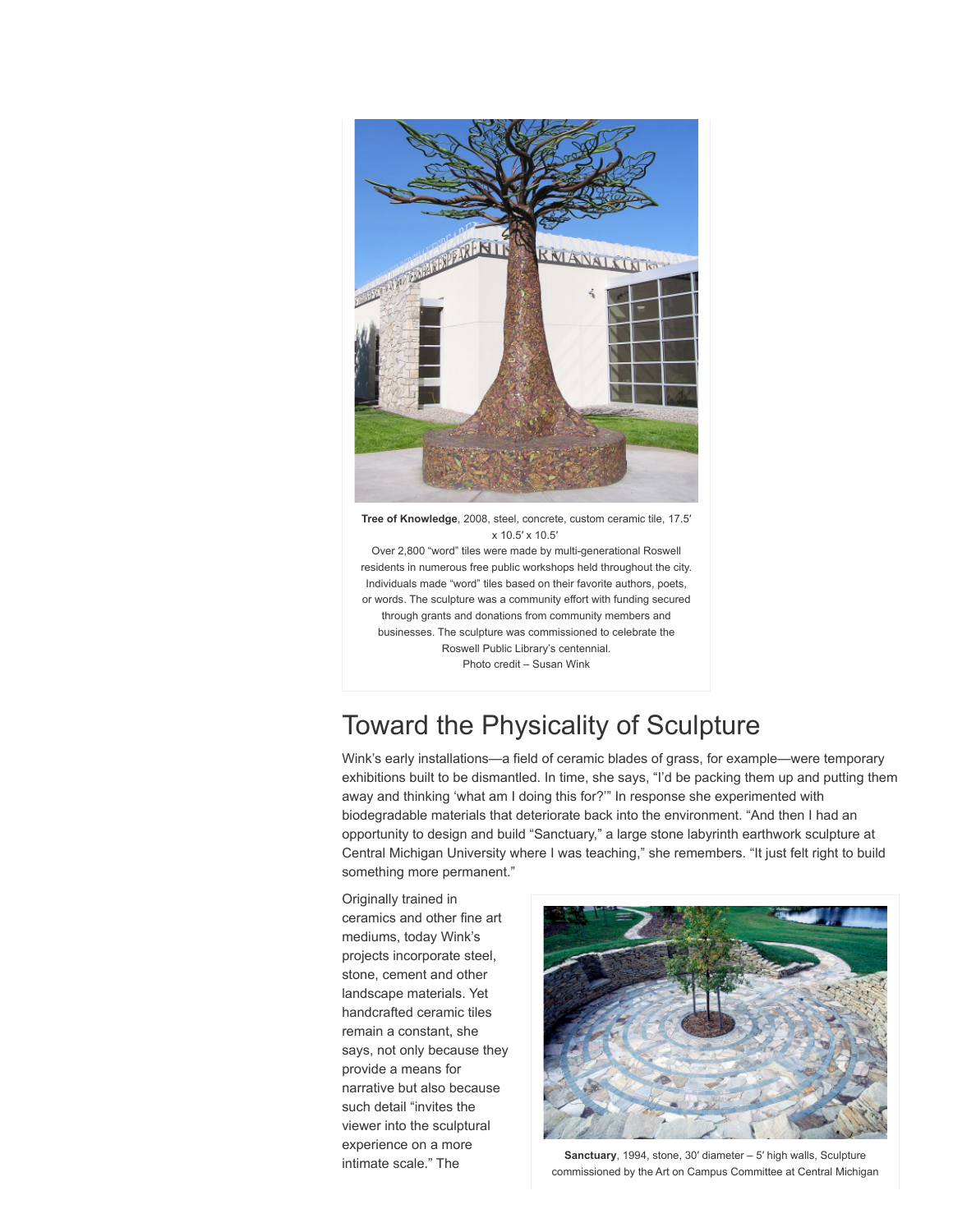**Tree of Knowledge**, 2008, steel, concrete, custom ceramic tile, 17.5′ x 10.5′ x 10.5′
Over 2,800 “word” tiles were made by multi-generational Roswell residents in numerous free public workshops held throughout the city. Individuals made “word” tiles based on their favorite authors, poets, or words. The sculpture was a community effort with funding secured through grants and donations from community members and businesses. The sculpture was commissioned to celebrate the Roswell Public Library's centennial.
Photo credit – Susan Wink

## Toward the Physicality of Sculpture

Wink's early installations—a field of ceramic blades of grass, for example—were temporary exhibitions built to be dismantled. In time, she says, “I'd be packing them up and putting them away and thinking ‘what am I doing this for?’” In response she experimented with biodegradable materials that deteriorate back into the environment. “And then I had an opportunity to design and build “Sanctuary,” a large stone labyrinth earthwork sculpture at Central Michigan University where I was teaching,” she remembers. “It just felt right to build something more permanent.”

Originally trained in ceramics and other fine art mediums, today Wink's projects incorporate steel, stone, cement and other landscape materials. Yet handcrafted ceramic tiles remain a constant, she says, not only because they provide a means for narrative but also because such detail “invites the viewer into the sculptural experience on a more intimate scale.” The

**Sanctuary**, 1994, stone, 30′ diameter – 5′ high walls, Sculpture commissioned by the Art on Campus Committee at Central Michigan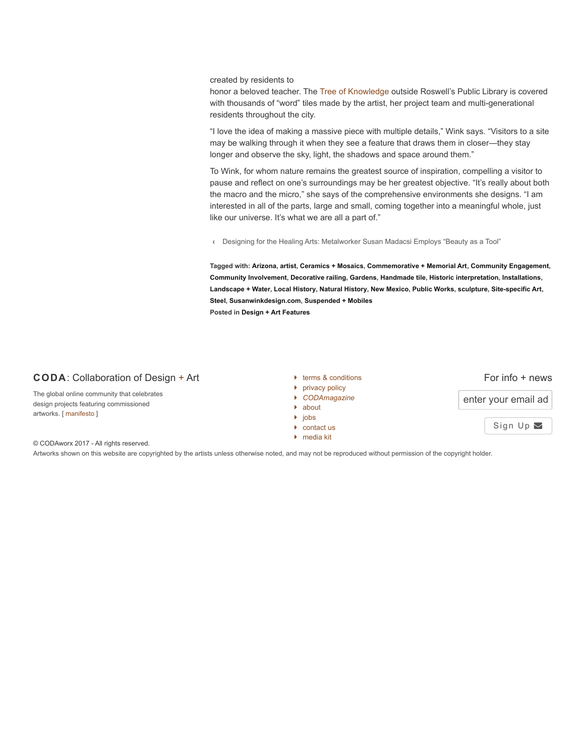created by residents to honor a beloved teacher. The Tree of Knowledge outside Roswell's Public Library is covered with thousands of "word" tiles made by the artist, her project team and multi-generational residents throughout the city.

"I love the idea of making a massive piece with multiple details," Wink says. "Visitors to a site may be walking through it when they see a feature that draws them in closer—they stay longer and observe the sky, light, the shadows and space around them."

To Wink, for whom nature remains the greatest source of inspiration, compelling a visitor to pause and reflect on one's surroundings may be her greatest objective. "It's really about both the macro and the micro," she says of the comprehensive environments she designs. "I am interested in all of the parts, large and small, coming together into a meaningful whole, just like our universe. It's what we are all a part of."

‹ Designing for the Healing Arts: Metalworker Susan Madacsi Employs "Beauty as a Tool"

**Tagged with: Arizona, artist, Ceramics + Mosaics, Commemorative + Memorial Art, Community Engagement, Community Involvement, Decorative railing, Gardens, Handmade tile, Historic interpretation, Installations, Landscape + Water, Local History, Natural History, New Mexico, Public Works, sculpture, Site-specific Art, Steel, Susanwinkdesign.com, Suspended + Mobiles**

**Posted in Design + Art Features**

**CODA**: Collaboration of Design + Art

The global online community that celebrates design projects featuring commissioned artworks. [ manifesto ]

- terms & conditions
- privacy policy
- *CODAmagazine*
- about
- jobs
- contact us
- media kit

For info + news

enter your email ad

Sign Up

© CODAworx 2017 - All rights reserved.

Artworks shown on this website are copyrighted by the artists unless otherwise noted, and may not be reproduced without permission of the copyright holder.